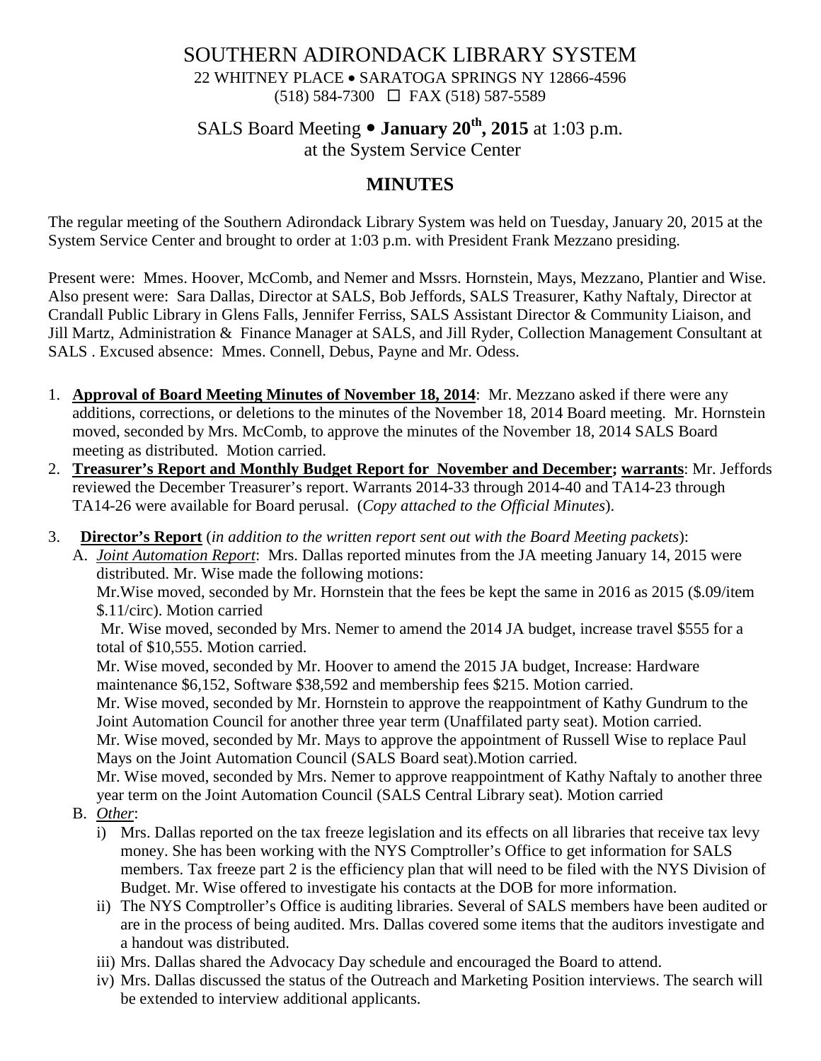# SOUTHERN ADIRONDACK LIBRARY SYSTEM

22 WHITNEY PLACE • SARATOGA SPRINGS NY 12866-4596
(518) 584-7300 ☐ FAX (518) 587-5589

## SALS Board Meeting • **January 20th, 2015** at 1:03 p.m. at the System Service Center

## MINUTES

The regular meeting of the Southern Adirondack Library System was held on Tuesday, January 20, 2015 at the System Service Center and brought to order at 1:03 p.m. with President Frank Mezzano presiding.

Present were: Mmes. Hoover, McComb, and Nemer and Mssrs. Hornstein, Mays, Mezzano, Plantier and Wise. Also present were: Sara Dallas, Director at SALS, Bob Jeffords, SALS Treasurer, Kathy Naftaly, Director at Crandall Public Library in Glens Falls, Jennifer Ferriss, SALS Assistant Director & Community Liaison, and Jill Martz, Administration & Finance Manager at SALS, and Jill Ryder, Collection Management Consultant at SALS . Excused absence: Mmes. Connell, Debus, Payne and Mr. Odess.

1. **Approval of Board Meeting Minutes of November 18, 2014**: Mr. Mezzano asked if there were any additions, corrections, or deletions to the minutes of the November 18, 2014 Board meeting. Mr. Hornstein moved, seconded by Mrs. McComb, to approve the minutes of the November 18, 2014 SALS Board meeting as distributed. Motion carried.
2. **Treasurer's Report and Monthly Budget Report for November and December; warrants**: Mr. Jeffords reviewed the December Treasurer's report. Warrants 2014-33 through 2014-40 and TA14-23 through TA14-26 were available for Board perusal. (*Copy attached to the Official Minutes*).
3. **Director's Report** (*in addition to the written report sent out with the Board Meeting packets*):
   A. *Joint Automation Report*: Mrs. Dallas reported minutes from the JA meeting January 14, 2015 were distributed. Mr. Wise made the following motions:
   Mr.Wise moved, seconded by Mr. Hornstein that the fees be kept the same in 2016 as 2015 ($.09/item $.11/circ). Motion carried
   Mr. Wise moved, seconded by Mrs. Nemer to amend the 2014 JA budget, increase travel $555 for a total of $10,555. Motion carried.
   Mr. Wise moved, seconded by Mr. Hoover to amend the 2015 JA budget, Increase: Hardware maintenance $6,152, Software $38,592 and membership fees $215. Motion carried.
   Mr. Wise moved, seconded by Mr. Hornstein to approve the reappointment of Kathy Gundrum to the Joint Automation Council for another three year term (Unaffilated party seat). Motion carried.
   Mr. Wise moved, seconded by Mr. Mays to approve the appointment of Russell Wise to replace Paul Mays on the Joint Automation Council (SALS Board seat).Motion carried.
   Mr. Wise moved, seconded by Mrs. Nemer to approve reappointment of Kathy Naftaly to another three year term on the Joint Automation Council (SALS Central Library seat). Motion carried

   B. *Other*:
   i) Mrs. Dallas reported on the tax freeze legislation and its effects on all libraries that receive tax levy money. She has been working with the NYS Comptroller's Office to get information for SALS members. Tax freeze part 2 is the efficiency plan that will need to be filed with the NYS Division of Budget. Mr. Wise offered to investigate his contacts at the DOB for more information.
   ii) The NYS Comptroller's Office is auditing libraries. Several of SALS members have been audited or are in the process of being audited. Mrs. Dallas covered some items that the auditors investigate and a handout was distributed.
   iii) Mrs. Dallas shared the Advocacy Day schedule and encouraged the Board to attend.
   iv) Mrs. Dallas discussed the status of the Outreach and Marketing Position interviews. The search will be extended to interview additional applicants.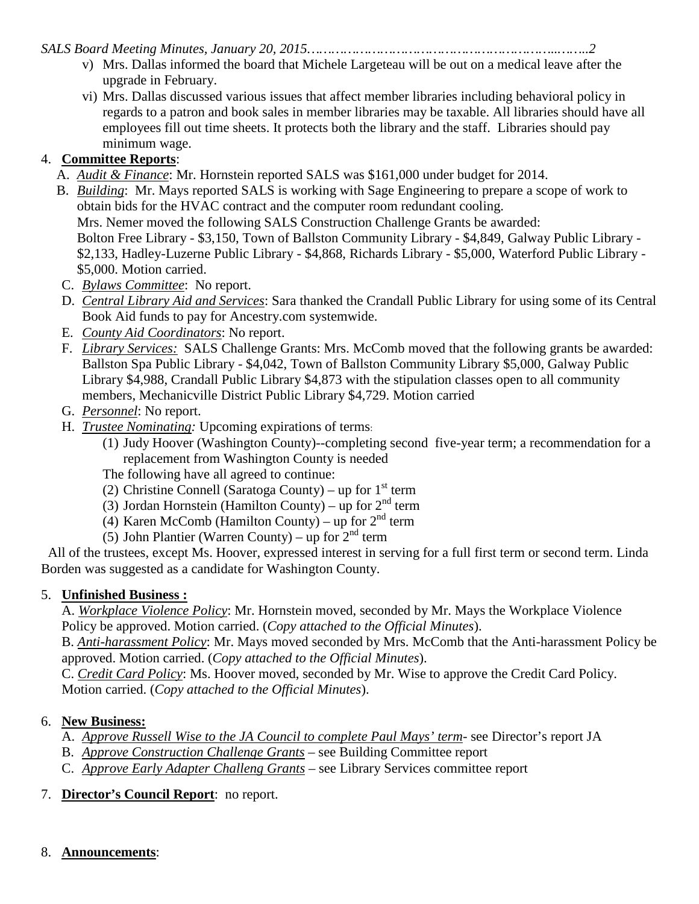v) Mrs. Dallas informed the board that Michele Largeteau will be out on a medical leave after the upgrade in February.

vi) Mrs. Dallas discussed various issues that affect member libraries including behavioral policy in regards to a patron and book sales in member libraries may be taxable. All libraries should have all employees fill out time sheets. It protects both the library and the staff. Libraries should pay minimum wage.

4. **Committee Reports**:

   A. *Audit & Finance*: Mr. Hornstein reported SALS was $161,000 under budget for 2014.

   B. *Building*: Mr. Mays reported SALS is working with Sage Engineering to prepare a scope of work to obtain bids for the HVAC contract and the computer room redundant cooling.
   Mrs. Nemer moved the following SALS Construction Challenge Grants be awarded:
   Bolton Free Library - $3,150, Town of Ballston Community Library - $4,849, Galway Public Library - $2,133, Hadley-Luzerne Public Library - $4,868, Richards Library - $5,000, Waterford Public Library - $5,000. Motion carried.

   C. *Bylaws Committee*: No report.

   D. *Central Library Aid and Services*: Sara thanked the Crandall Public Library for using some of its Central Book Aid funds to pay for Ancestry.com systemwide.

   E. *County Aid Coordinators*: No report.

   F. *Library Services:* SALS Challenge Grants: Mrs. McComb moved that the following grants be awarded: Ballston Spa Public Library - $4,042, Town of Ballston Community Library $5,000, Galway Public Library $4,988, Crandall Public Library $4,873 with the stipulation classes open to all community members, Mechanicville District Public Library $4,729. Motion carried

   G. *Personnel*: No report.

   H. *Trustee Nominating:* Upcoming expirations of terms:

      (1) Judy Hoover (Washington County)--completing second five-year term; a recommendation for a replacement from Washington County is needed

      The following have all agreed to continue:

      (2) Christine Connell (Saratoga County) – up for 1st term
      (3) Jordan Hornstein (Hamilton County) – up for 2nd term
      (4) Karen McComb (Hamilton County) – up for 2nd term
      (5) John Plantier (Warren County) – up for 2nd term

All of the trustees, except Ms. Hoover, expressed interest in serving for a full first term or second term. Linda Borden was suggested as a candidate for Washington County.

5. **Unfinished Business :**

   A. *Workplace Violence Policy*: Mr. Hornstein moved, seconded by Mr. Mays the Workplace Violence Policy be approved. Motion carried. (*Copy attached to the Official Minutes*).

   B. *Anti-harassment Policy*: Mr. Mays moved seconded by Mrs. McComb that the Anti-harassment Policy be approved. Motion carried. (*Copy attached to the Official Minutes*).

   C. *Credit Card Policy*: Ms. Hoover moved, seconded by Mr. Wise to approve the Credit Card Policy. Motion carried. (*Copy attached to the Official Minutes*).

6. **New Business:**

   A. *Approve Russell Wise to the JA Council to complete Paul Mays' term*- see Director's report JA
   B. *Approve Construction Challenge Grants* – see Building Committee report
   C. *Approve Early Adapter Challeng Grants* – see Library Services committee report

7. **Director's Council Report**: no report.

8. **Announcements**: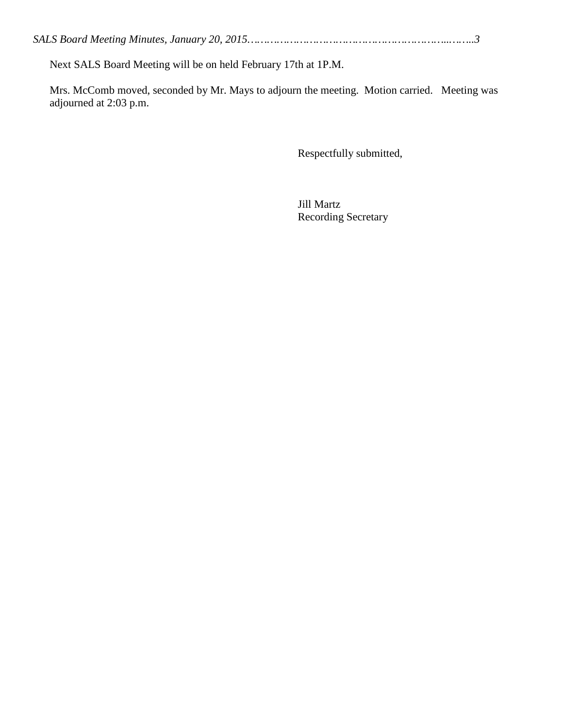Next SALS Board Meeting will be on held February 17th at 1P.M.

Mrs. McComb moved, seconded by Mr. Mays to adjourn the meeting. Motion carried. Meeting was adjourned at 2:03 p.m.

Respectfully submitted,

Jill Martz
Recording Secretary